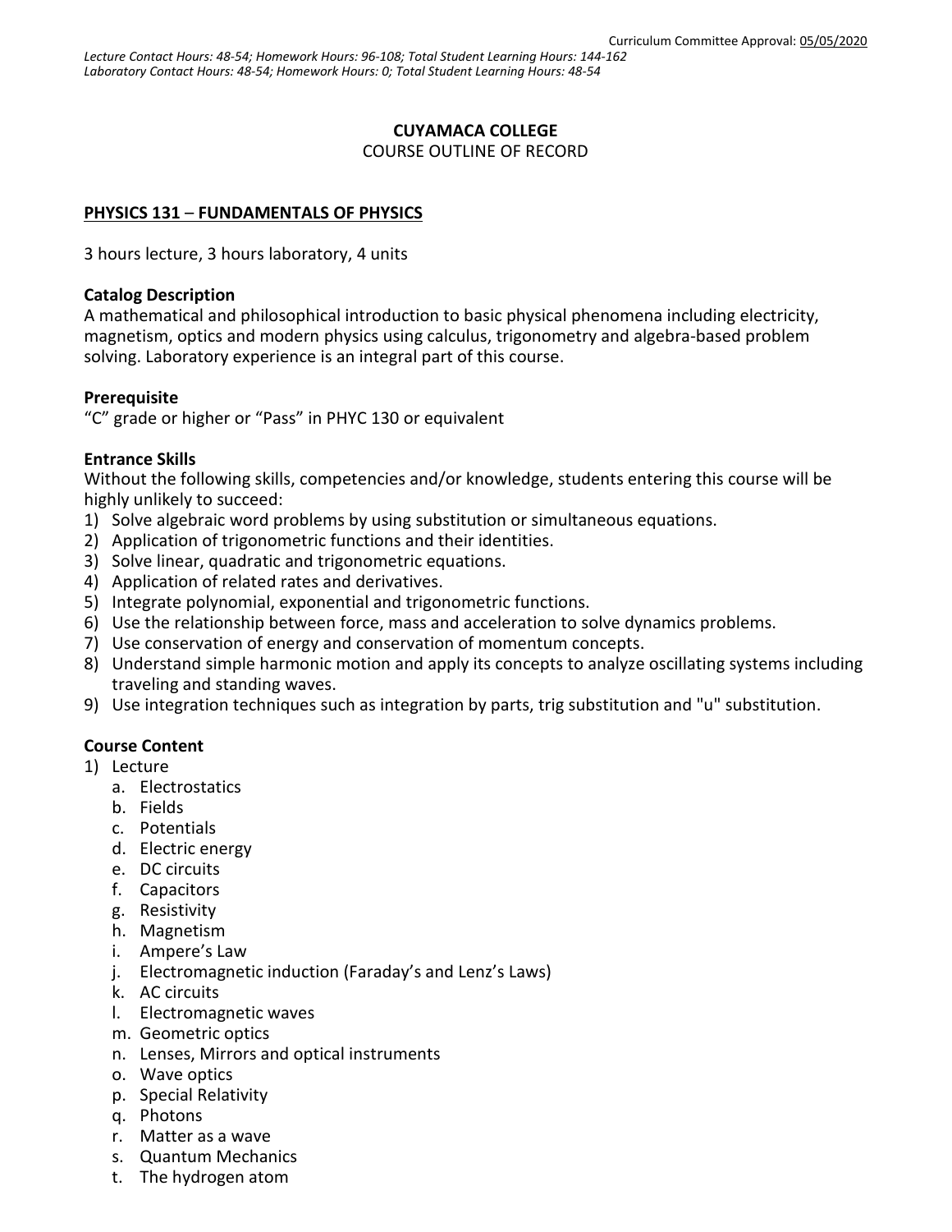Curriculum Committee Approval: 05/05/2020

*Lecture Contact Hours: 48-54; Homework Hours: 96-108; Total Student Learning Hours: 144-162*
*Laboratory Contact Hours: 48-54; Homework Hours: 0; Total Student Learning Hours: 48-54*

**CUYAMACA COLLEGE**
COURSE OUTLINE OF RECORD

## PHYSICS 131 – FUNDAMENTALS OF PHYSICS

3 hours lecture, 3 hours laboratory, 4 units

### Catalog Description

A mathematical and philosophical introduction to basic physical phenomena including electricity, magnetism, optics and modern physics using calculus, trigonometry and algebra-based problem solving. Laboratory experience is an integral part of this course.

### Prerequisite

"C" grade or higher or "Pass" in PHYC 130 or equivalent

### Entrance Skills

Without the following skills, competencies and/or knowledge, students entering this course will be highly unlikely to succeed:

1) Solve algebraic word problems by using substitution or simultaneous equations.
2) Application of trigonometric functions and their identities.
3) Solve linear, quadratic and trigonometric equations.
4) Application of related rates and derivatives.
5) Integrate polynomial, exponential and trigonometric functions.
6) Use the relationship between force, mass and acceleration to solve dynamics problems.
7) Use conservation of energy and conservation of momentum concepts.
8) Understand simple harmonic motion and apply its concepts to analyze oscillating systems including traveling and standing waves.
9) Use integration techniques such as integration by parts, trig substitution and "u" substitution.

### Course Content

1) Lecture
   a. Electrostatics
   b. Fields
   c. Potentials
   d. Electric energy
   e. DC circuits
   f. Capacitors
   g. Resistivity
   h. Magnetism
   i. Ampere's Law
   j. Electromagnetic induction (Faraday's and Lenz's Laws)
   k. AC circuits
   l. Electromagnetic waves
   m. Geometric optics
   n. Lenses, Mirrors and optical instruments
   o. Wave optics
   p. Special Relativity
   q. Photons
   r. Matter as a wave
   s. Quantum Mechanics
   t. The hydrogen atom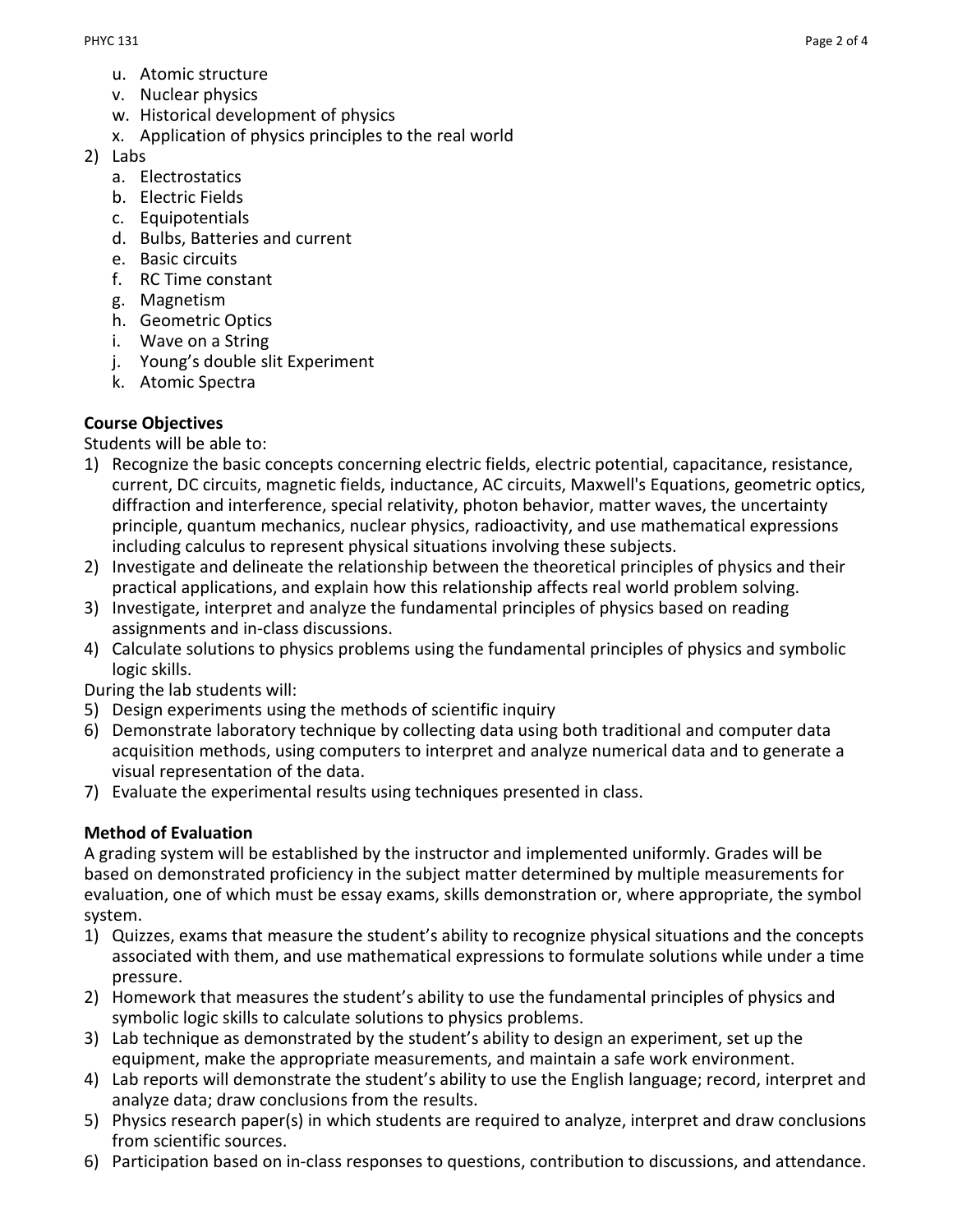u. Atomic structure
   v. Nuclear physics
   w. Historical development of physics
   x. Application of physics principles to the real world
2) Labs
   a. Electrostatics
   b. Electric Fields
   c. Equipotentials
   d. Bulbs, Batteries and current
   e. Basic circuits
   f. RC Time constant
   g. Magnetism
   h. Geometric Optics
   i. Wave on a String
   j. Young's double slit Experiment
   k. Atomic Spectra

**Course Objectives**

Students will be able to:

1) Recognize the basic concepts concerning electric fields, electric potential, capacitance, resistance, current, DC circuits, magnetic fields, inductance, AC circuits, Maxwell's Equations, geometric optics, diffraction and interference, special relativity, photon behavior, matter waves, the uncertainty principle, quantum mechanics, nuclear physics, radioactivity, and use mathematical expressions including calculus to represent physical situations involving these subjects.
2) Investigate and delineate the relationship between the theoretical principles of physics and their practical applications, and explain how this relationship affects real world problem solving.
3) Investigate, interpret and analyze the fundamental principles of physics based on reading assignments and in-class discussions.
4) Calculate solutions to physics problems using the fundamental principles of physics and symbolic logic skills.

During the lab students will:

5) Design experiments using the methods of scientific inquiry
6) Demonstrate laboratory technique by collecting data using both traditional and computer data acquisition methods, using computers to interpret and analyze numerical data and to generate a visual representation of the data.
7) Evaluate the experimental results using techniques presented in class.

**Method of Evaluation**

A grading system will be established by the instructor and implemented uniformly. Grades will be based on demonstrated proficiency in the subject matter determined by multiple measurements for evaluation, one of which must be essay exams, skills demonstration or, where appropriate, the symbol system.

1) Quizzes, exams that measure the student's ability to recognize physical situations and the concepts associated with them, and use mathematical expressions to formulate solutions while under a time pressure.
2) Homework that measures the student's ability to use the fundamental principles of physics and symbolic logic skills to calculate solutions to physics problems.
3) Lab technique as demonstrated by the student's ability to design an experiment, set up the equipment, make the appropriate measurements, and maintain a safe work environment.
4) Lab reports will demonstrate the student's ability to use the English language; record, interpret and analyze data; draw conclusions from the results.
5) Physics research paper(s) in which students are required to analyze, interpret and draw conclusions from scientific sources.
6) Participation based on in-class responses to questions, contribution to discussions, and attendance.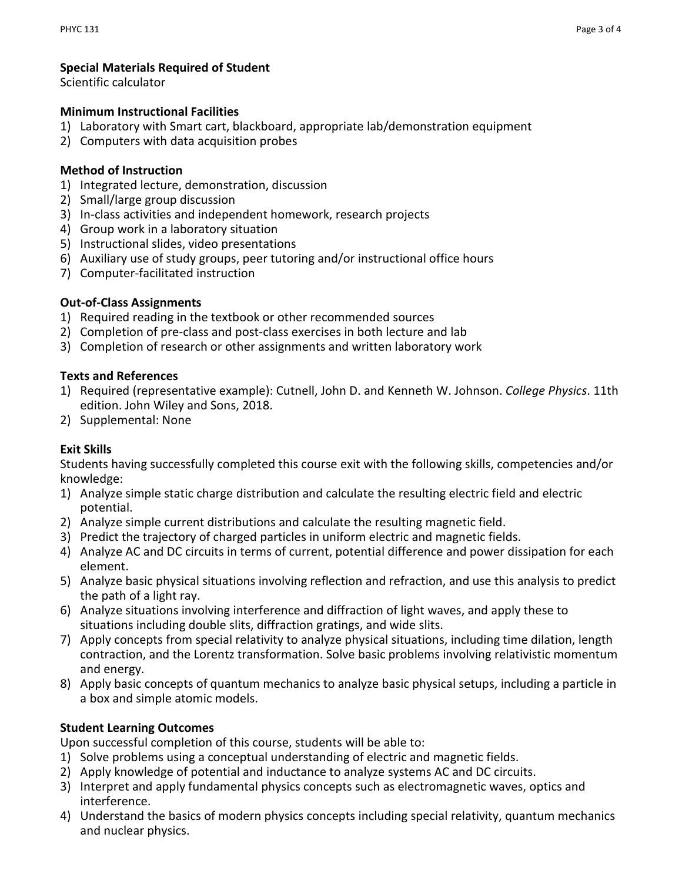**Special Materials Required of Student**
Scientific calculator

**Minimum Instructional Facilities**
1) Laboratory with Smart cart, blackboard, appropriate lab/demonstration equipment
2) Computers with data acquisition probes

**Method of Instruction**
1) Integrated lecture, demonstration, discussion
2) Small/large group discussion
3) In-class activities and independent homework, research projects
4) Group work in a laboratory situation
5) Instructional slides, video presentations
6) Auxiliary use of study groups, peer tutoring and/or instructional office hours
7) Computer-facilitated instruction

**Out-of-Class Assignments**
1) Required reading in the textbook or other recommended sources
2) Completion of pre-class and post-class exercises in both lecture and lab
3) Completion of research or other assignments and written laboratory work

**Texts and References**
1) Required (representative example): Cutnell, John D. and Kenneth W. Johnson. *College Physics*. 11th edition. John Wiley and Sons, 2018.
2) Supplemental: None

**Exit Skills**
Students having successfully completed this course exit with the following skills, competencies and/or knowledge:
1) Analyze simple static charge distribution and calculate the resulting electric field and electric potential.
2) Analyze simple current distributions and calculate the resulting magnetic field.
3) Predict the trajectory of charged particles in uniform electric and magnetic fields.
4) Analyze AC and DC circuits in terms of current, potential difference and power dissipation for each element.
5) Analyze basic physical situations involving reflection and refraction, and use this analysis to predict the path of a light ray.
6) Analyze situations involving interference and diffraction of light waves, and apply these to situations including double slits, diffraction gratings, and wide slits.
7) Apply concepts from special relativity to analyze physical situations, including time dilation, length contraction, and the Lorentz transformation. Solve basic problems involving relativistic momentum and energy.
8) Apply basic concepts of quantum mechanics to analyze basic physical setups, including a particle in a box and simple atomic models.

**Student Learning Outcomes**
Upon successful completion of this course, students will be able to:
1) Solve problems using a conceptual understanding of electric and magnetic fields.
2) Apply knowledge of potential and inductance to analyze systems AC and DC circuits.
3) Interpret and apply fundamental physics concepts such as electromagnetic waves, optics and interference.
4) Understand the basics of modern physics concepts including special relativity, quantum mechanics and nuclear physics.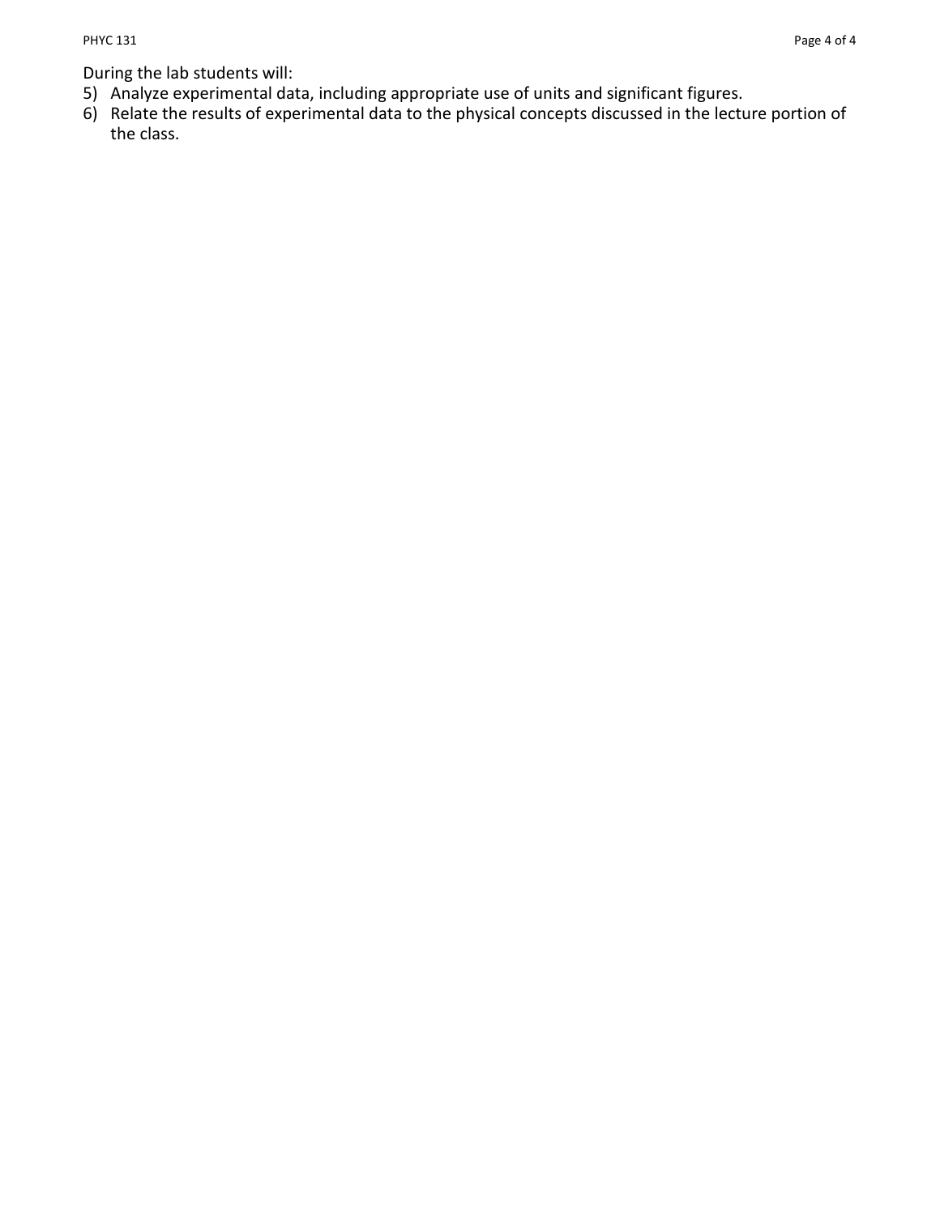During the lab students will:

5) Analyze experimental data, including appropriate use of units and significant figures.
6) Relate the results of experimental data to the physical concepts discussed in the lecture portion of the class.